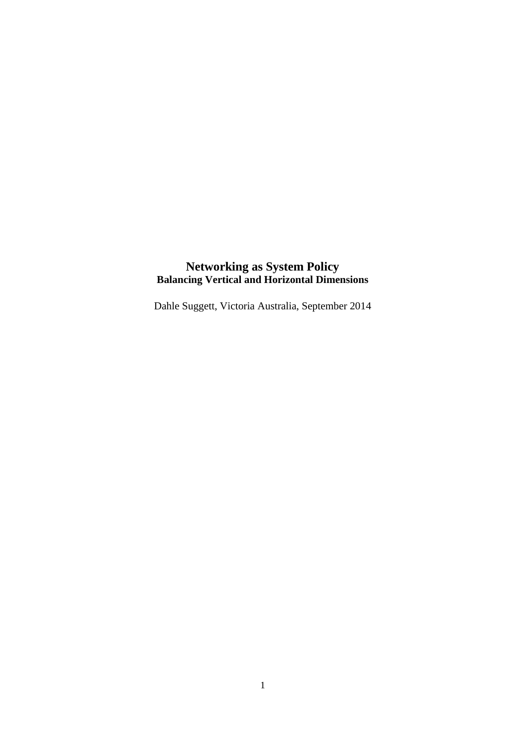# Networking as System Policy

## Balancing Vertical and Horizontal Dimensions

Dahle Suggett, Victoria Australia, September 2014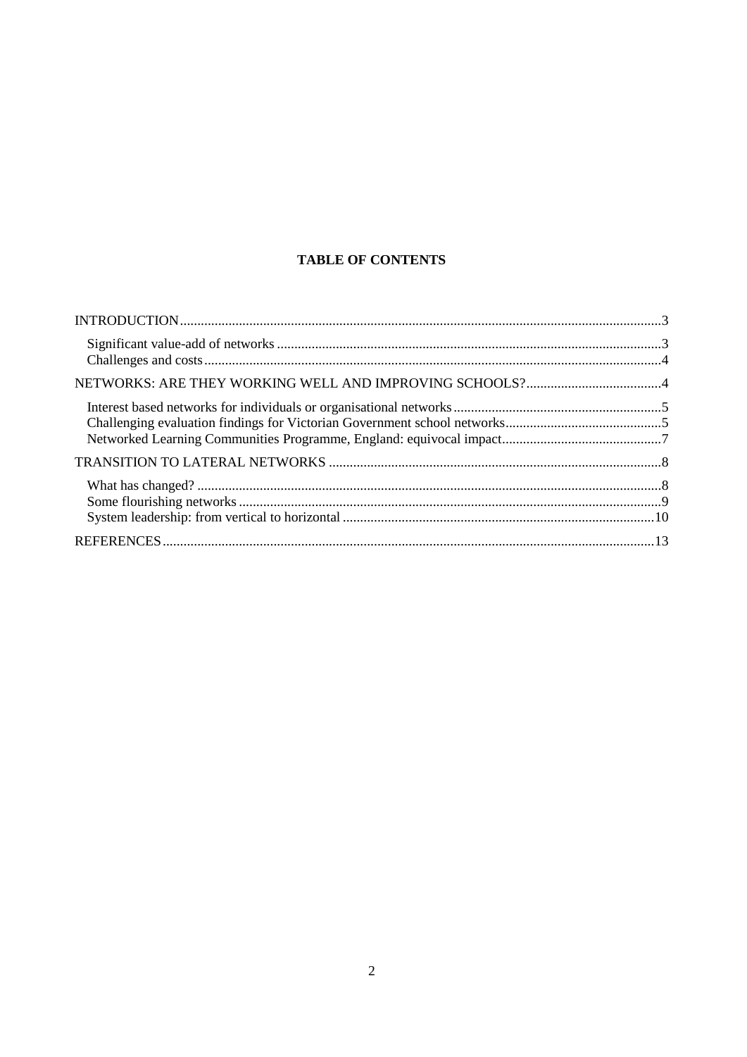**TABLE OF CONTENTS**

INTRODUCTION ... 3

- Significant value-add of networks ... 3
- Challenges and costs ... 4

NETWORKS: ARE THEY WORKING WELL AND IMPROVING SCHOOLS? ... 4

- Interest based networks for individuals or organisational networks ... 5
- Challenging evaluation findings for Victorian Government school networks ... 5
- Networked Learning Communities Programme, England: equivocal impact ... 7

TRANSITION TO LATERAL NETWORKS ... 8

- What has changed? ... 8
- Some flourishing networks ... 9
- System leadership: from vertical to horizontal ... 10

REFERENCES ... 13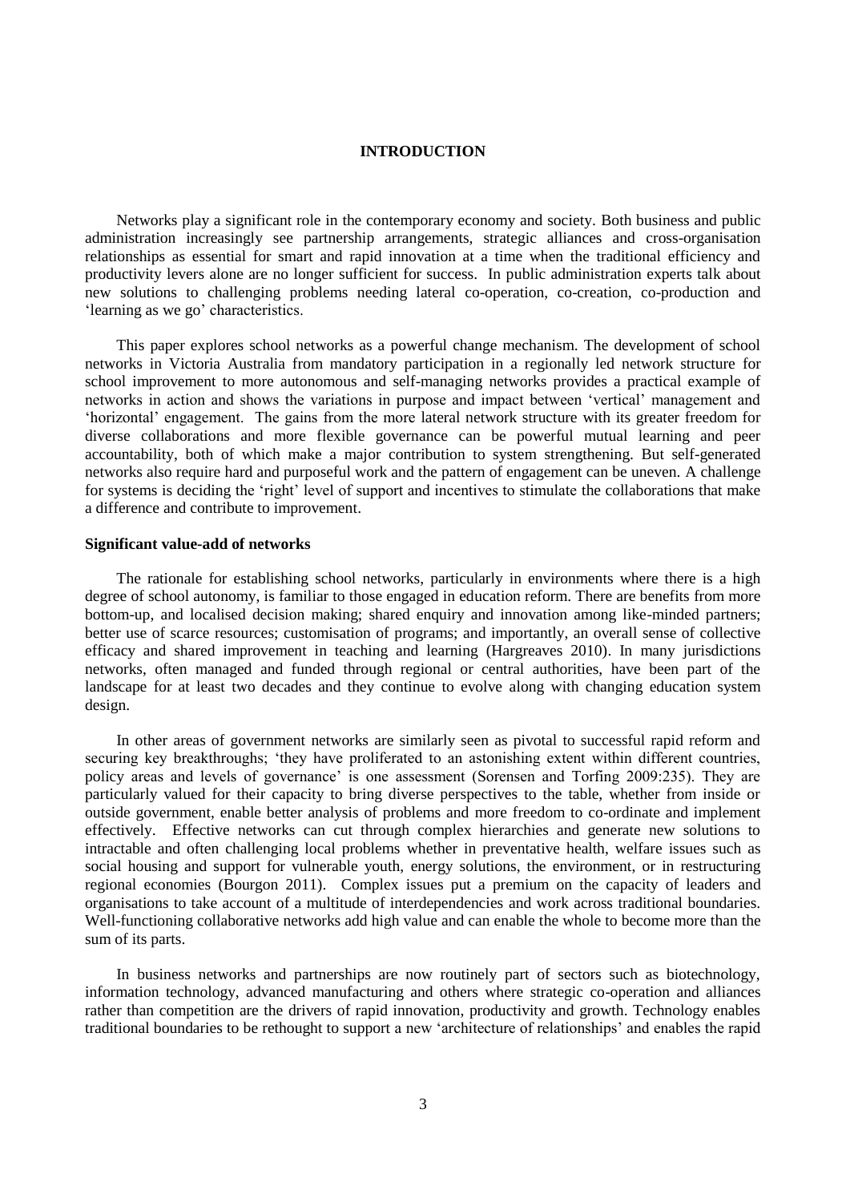# INTRODUCTION

Networks play a significant role in the contemporary economy and society. Both business and public administration increasingly see partnership arrangements, strategic alliances and cross-organisation relationships as essential for smart and rapid innovation at a time when the traditional efficiency and productivity levers alone are no longer sufficient for success. In public administration experts talk about new solutions to challenging problems needing lateral co-operation, co-creation, co-production and 'learning as we go' characteristics.

This paper explores school networks as a powerful change mechanism. The development of school networks in Victoria Australia from mandatory participation in a regionally led network structure for school improvement to more autonomous and self-managing networks provides a practical example of networks in action and shows the variations in purpose and impact between 'vertical' management and 'horizontal' engagement. The gains from the more lateral network structure with its greater freedom for diverse collaborations and more flexible governance can be powerful mutual learning and peer accountability, both of which make a major contribution to system strengthening. But self-generated networks also require hard and purposeful work and the pattern of engagement can be uneven. A challenge for systems is deciding the 'right' level of support and incentives to stimulate the collaborations that make a difference and contribute to improvement.

### Significant value-add of networks

The rationale for establishing school networks, particularly in environments where there is a high degree of school autonomy, is familiar to those engaged in education reform. There are benefits from more bottom-up, and localised decision making; shared enquiry and innovation among like-minded partners; better use of scarce resources; customisation of programs; and importantly, an overall sense of collective efficacy and shared improvement in teaching and learning (Hargreaves 2010). In many jurisdictions networks, often managed and funded through regional or central authorities, have been part of the landscape for at least two decades and they continue to evolve along with changing education system design.

In other areas of government networks are similarly seen as pivotal to successful rapid reform and securing key breakthroughs; 'they have proliferated to an astonishing extent within different countries, policy areas and levels of governance' is one assessment (Sorensen and Torfing 2009:235). They are particularly valued for their capacity to bring diverse perspectives to the table, whether from inside or outside government, enable better analysis of problems and more freedom to co-ordinate and implement effectively. Effective networks can cut through complex hierarchies and generate new solutions to intractable and often challenging local problems whether in preventative health, welfare issues such as social housing and support for vulnerable youth, energy solutions, the environment, or in restructuring regional economies (Bourgon 2011). Complex issues put a premium on the capacity of leaders and organisations to take account of a multitude of interdependencies and work across traditional boundaries. Well-functioning collaborative networks add high value and can enable the whole to become more than the sum of its parts.

In business networks and partnerships are now routinely part of sectors such as biotechnology, information technology, advanced manufacturing and others where strategic co-operation and alliances rather than competition are the drivers of rapid innovation, productivity and growth. Technology enables traditional boundaries to be rethought to support a new 'architecture of relationships' and enables the rapid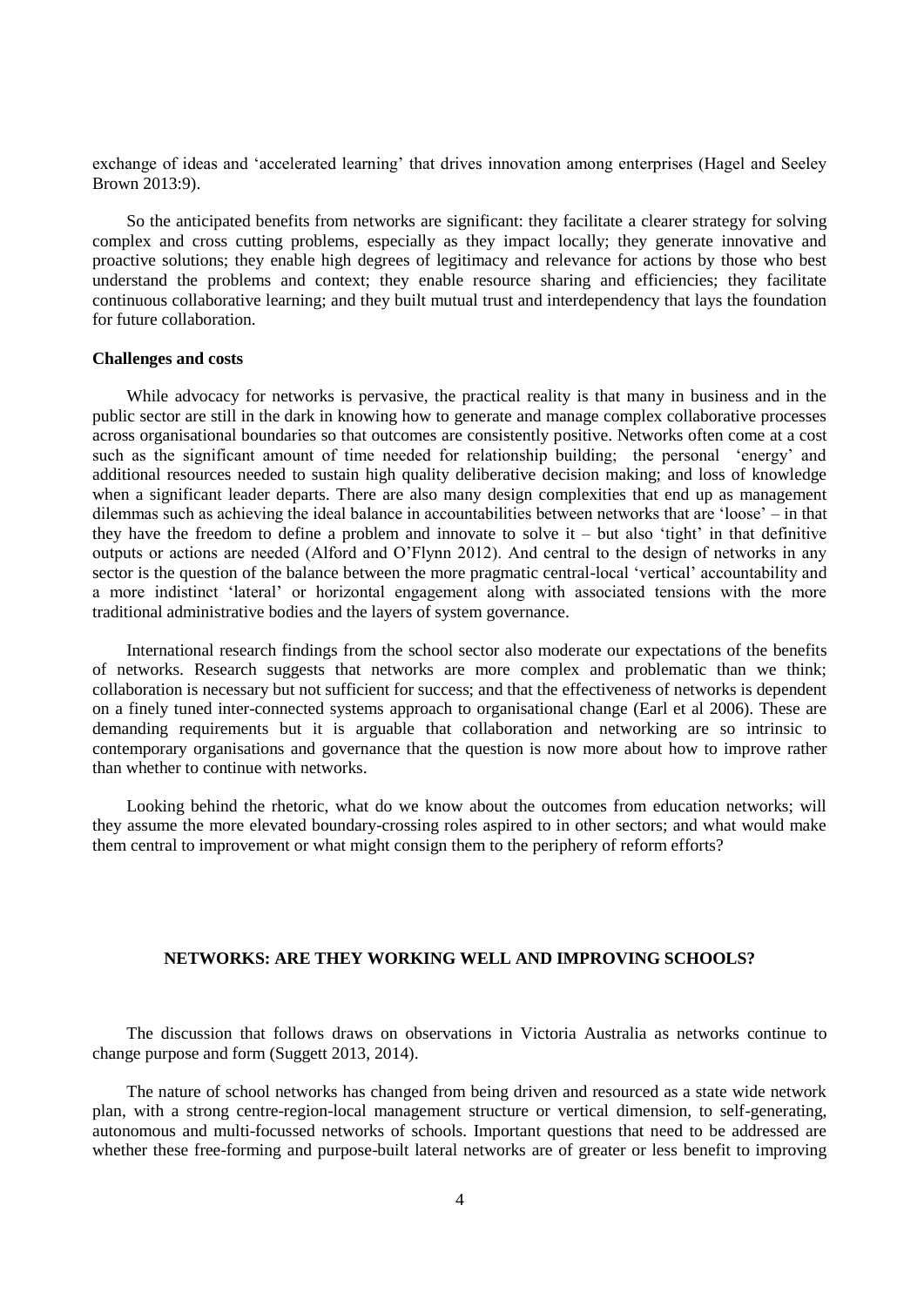exchange of ideas and 'accelerated learning' that drives innovation among enterprises (Hagel and Seeley Brown 2013:9).

So the anticipated benefits from networks are significant: they facilitate a clearer strategy for solving complex and cross cutting problems, especially as they impact locally; they generate innovative and proactive solutions; they enable high degrees of legitimacy and relevance for actions by those who best understand the problems and context; they enable resource sharing and efficiencies; they facilitate continuous collaborative learning; and they built mutual trust and interdependency that lays the foundation for future collaboration.

**Challenges and costs**

While advocacy for networks is pervasive, the practical reality is that many in business and in the public sector are still in the dark in knowing how to generate and manage complex collaborative processes across organisational boundaries so that outcomes are consistently positive. Networks often come at a cost such as the significant amount of time needed for relationship building; the personal 'energy' and additional resources needed to sustain high quality deliberative decision making; and loss of knowledge when a significant leader departs. There are also many design complexities that end up as management dilemmas such as achieving the ideal balance in accountabilities between networks that are 'loose' – in that they have the freedom to define a problem and innovate to solve it – but also 'tight' in that definitive outputs or actions are needed (Alford and O'Flynn 2012). And central to the design of networks in any sector is the question of the balance between the more pragmatic central-local 'vertical' accountability and a more indistinct 'lateral' or horizontal engagement along with associated tensions with the more traditional administrative bodies and the layers of system governance.

International research findings from the school sector also moderate our expectations of the benefits of networks. Research suggests that networks are more complex and problematic than we think; collaboration is necessary but not sufficient for success; and that the effectiveness of networks is dependent on a finely tuned inter-connected systems approach to organisational change (Earl et al 2006). These are demanding requirements but it is arguable that collaboration and networking are so intrinsic to contemporary organisations and governance that the question is now more about how to improve rather than whether to continue with networks.

Looking behind the rhetoric, what do we know about the outcomes from education networks; will they assume the more elevated boundary-crossing roles aspired to in other sectors; and what would make them central to improvement or what might consign them to the periphery of reform efforts?

## NETWORKS: ARE THEY WORKING WELL AND IMPROVING SCHOOLS?

The discussion that follows draws on observations in Victoria Australia as networks continue to change purpose and form (Suggett 2013, 2014).

The nature of school networks has changed from being driven and resourced as a state wide network plan, with a strong centre-region-local management structure or vertical dimension, to self-generating, autonomous and multi-focussed networks of schools. Important questions that need to be addressed are whether these free-forming and purpose-built lateral networks are of greater or less benefit to improving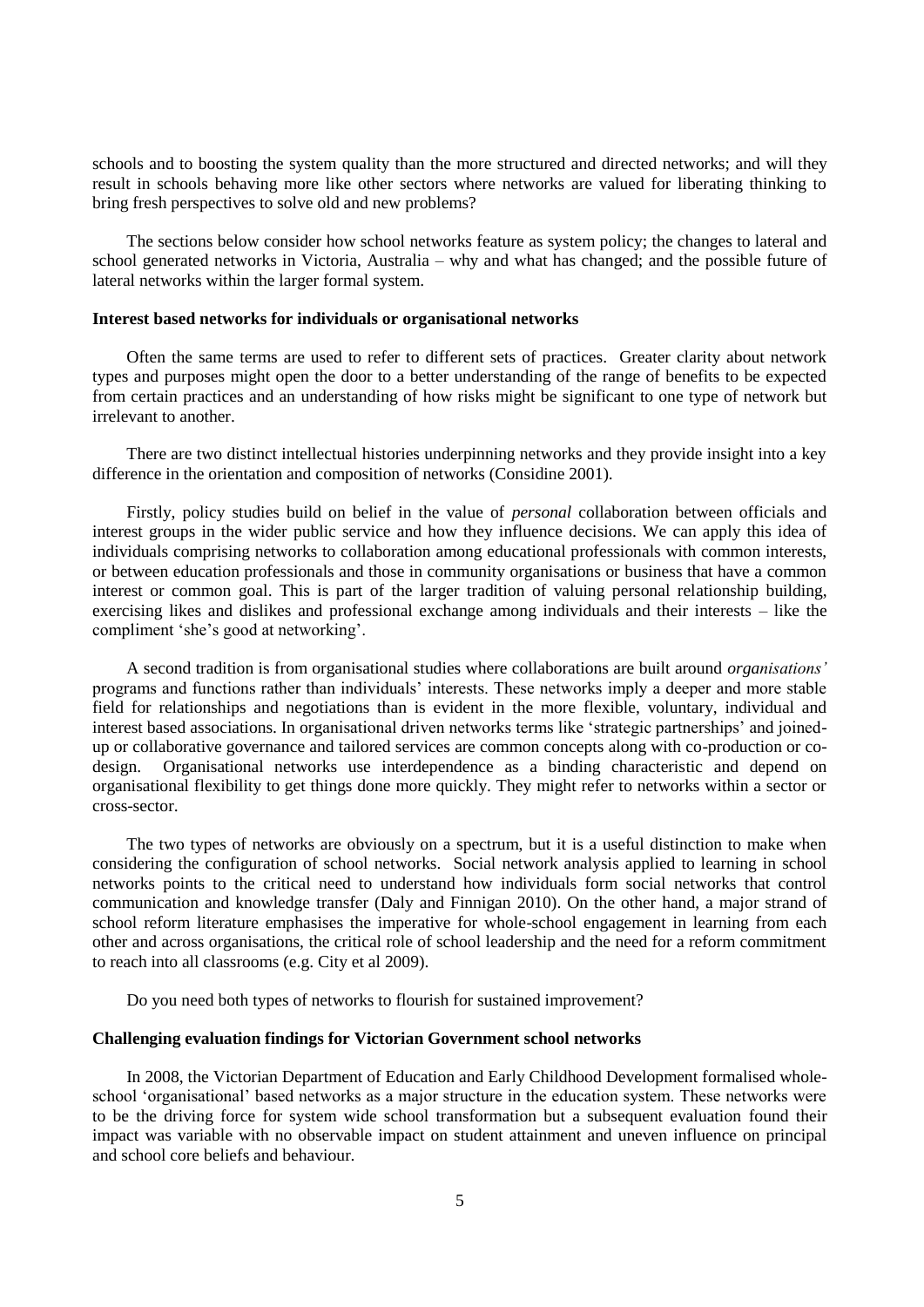schools and to boosting the system quality than the more structured and directed networks; and will they result in schools behaving more like other sectors where networks are valued for liberating thinking to bring fresh perspectives to solve old and new problems?

The sections below consider how school networks feature as system policy; the changes to lateral and school generated networks in Victoria, Australia – why and what has changed; and the possible future of lateral networks within the larger formal system.

**Interest based networks for individuals or organisational networks**

Often the same terms are used to refer to different sets of practices. Greater clarity about network types and purposes might open the door to a better understanding of the range of benefits to be expected from certain practices and an understanding of how risks might be significant to one type of network but irrelevant to another.

There are two distinct intellectual histories underpinning networks and they provide insight into a key difference in the orientation and composition of networks (Considine 2001).

Firstly, policy studies build on belief in the value of *personal* collaboration between officials and interest groups in the wider public service and how they influence decisions. We can apply this idea of individuals comprising networks to collaboration among educational professionals with common interests, or between education professionals and those in community organisations or business that have a common interest or common goal. This is part of the larger tradition of valuing personal relationship building, exercising likes and dislikes and professional exchange among individuals and their interests – like the compliment 'she's good at networking'.

A second tradition is from organisational studies where collaborations are built around *organisations'* programs and functions rather than individuals' interests. These networks imply a deeper and more stable field for relationships and negotiations than is evident in the more flexible, voluntary, individual and interest based associations. In organisational driven networks terms like 'strategic partnerships' and joined-up or collaborative governance and tailored services are common concepts along with co-production or co-design. Organisational networks use interdependence as a binding characteristic and depend on organisational flexibility to get things done more quickly. They might refer to networks within a sector or cross-sector.

The two types of networks are obviously on a spectrum, but it is a useful distinction to make when considering the configuration of school networks. Social network analysis applied to learning in school networks points to the critical need to understand how individuals form social networks that control communication and knowledge transfer (Daly and Finnigan 2010). On the other hand, a major strand of school reform literature emphasises the imperative for whole-school engagement in learning from each other and across organisations, the critical role of school leadership and the need for a reform commitment to reach into all classrooms (e.g. City et al 2009).

Do you need both types of networks to flourish for sustained improvement?

**Challenging evaluation findings for Victorian Government school networks**

In 2008, the Victorian Department of Education and Early Childhood Development formalised whole-school 'organisational' based networks as a major structure in the education system. These networks were to be the driving force for system wide school transformation but a subsequent evaluation found their impact was variable with no observable impact on student attainment and uneven influence on principal and school core beliefs and behaviour.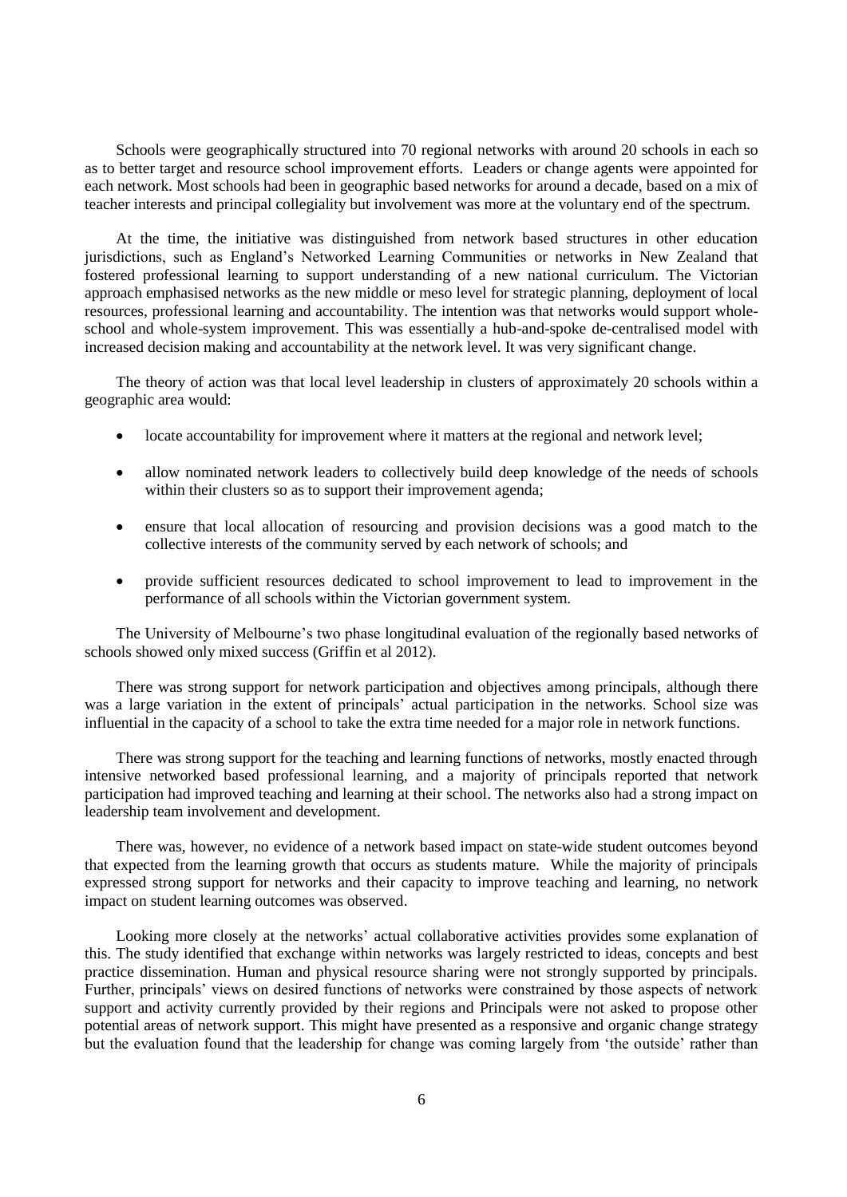Schools were geographically structured into 70 regional networks with around 20 schools in each so as to better target and resource school improvement efforts. Leaders or change agents were appointed for each network. Most schools had been in geographic based networks for around a decade, based on a mix of teacher interests and principal collegiality but involvement was more at the voluntary end of the spectrum.

At the time, the initiative was distinguished from network based structures in other education jurisdictions, such as England's Networked Learning Communities or networks in New Zealand that fostered professional learning to support understanding of a new national curriculum. The Victorian approach emphasised networks as the new middle or meso level for strategic planning, deployment of local resources, professional learning and accountability. The intention was that networks would support whole-school and whole-system improvement. This was essentially a hub-and-spoke de-centralised model with increased decision making and accountability at the network level. It was very significant change.

The theory of action was that local level leadership in clusters of approximately 20 schools within a geographic area would:

- locate accountability for improvement where it matters at the regional and network level;
- allow nominated network leaders to collectively build deep knowledge of the needs of schools within their clusters so as to support their improvement agenda;
- ensure that local allocation of resourcing and provision decisions was a good match to the collective interests of the community served by each network of schools; and
- provide sufficient resources dedicated to school improvement to lead to improvement in the performance of all schools within the Victorian government system.

The University of Melbourne's two phase longitudinal evaluation of the regionally based networks of schools showed only mixed success (Griffin et al 2012).

There was strong support for network participation and objectives among principals, although there was a large variation in the extent of principals' actual participation in the networks. School size was influential in the capacity of a school to take the extra time needed for a major role in network functions.

There was strong support for the teaching and learning functions of networks, mostly enacted through intensive networked based professional learning, and a majority of principals reported that network participation had improved teaching and learning at their school. The networks also had a strong impact on leadership team involvement and development.

There was, however, no evidence of a network based impact on state-wide student outcomes beyond that expected from the learning growth that occurs as students mature. While the majority of principals expressed strong support for networks and their capacity to improve teaching and learning, no network impact on student learning outcomes was observed.

Looking more closely at the networks' actual collaborative activities provides some explanation of this. The study identified that exchange within networks was largely restricted to ideas, concepts and best practice dissemination. Human and physical resource sharing were not strongly supported by principals. Further, principals' views on desired functions of networks were constrained by those aspects of network support and activity currently provided by their regions and Principals were not asked to propose other potential areas of network support. This might have presented as a responsive and organic change strategy but the evaluation found that the leadership for change was coming largely from 'the outside' rather than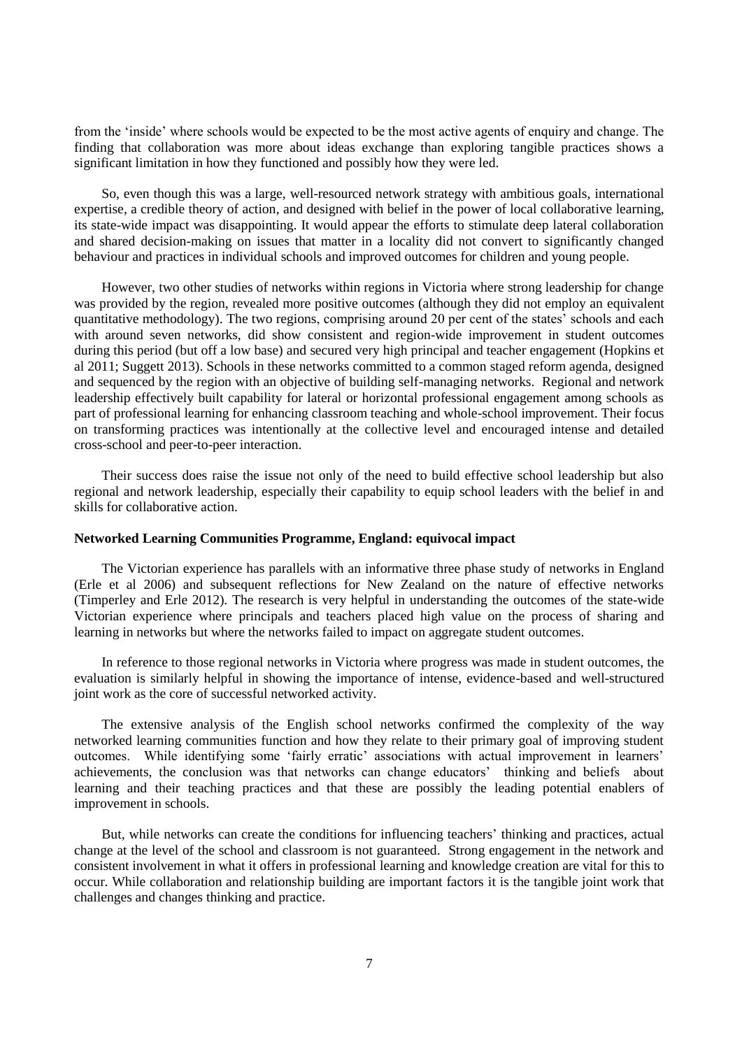from the 'inside' where schools would be expected to be the most active agents of enquiry and change. The finding that collaboration was more about ideas exchange than exploring tangible practices shows a significant limitation in how they functioned and possibly how they were led.

So, even though this was a large, well-resourced network strategy with ambitious goals, international expertise, a credible theory of action, and designed with belief in the power of local collaborative learning, its state-wide impact was disappointing. It would appear the efforts to stimulate deep lateral collaboration and shared decision-making on issues that matter in a locality did not convert to significantly changed behaviour and practices in individual schools and improved outcomes for children and young people.

However, two other studies of networks within regions in Victoria where strong leadership for change was provided by the region, revealed more positive outcomes (although they did not employ an equivalent quantitative methodology). The two regions, comprising around 20 per cent of the states' schools and each with around seven networks, did show consistent and region-wide improvement in student outcomes during this period (but off a low base) and secured very high principal and teacher engagement (Hopkins et al 2011; Suggett 2013). Schools in these networks committed to a common staged reform agenda, designed and sequenced by the region with an objective of building self-managing networks. Regional and network leadership effectively built capability for lateral or horizontal professional engagement among schools as part of professional learning for enhancing classroom teaching and whole-school improvement. Their focus on transforming practices was intentionally at the collective level and encouraged intense and detailed cross-school and peer-to-peer interaction.

Their success does raise the issue not only of the need to build effective school leadership but also regional and network leadership, especially their capability to equip school leaders with the belief in and skills for collaborative action.

**Networked Learning Communities Programme, England: equivocal impact**

The Victorian experience has parallels with an informative three phase study of networks in England (Erle et al 2006) and subsequent reflections for New Zealand on the nature of effective networks (Timperley and Erle 2012). The research is very helpful in understanding the outcomes of the state-wide Victorian experience where principals and teachers placed high value on the process of sharing and learning in networks but where the networks failed to impact on aggregate student outcomes.

In reference to those regional networks in Victoria where progress was made in student outcomes, the evaluation is similarly helpful in showing the importance of intense, evidence-based and well-structured joint work as the core of successful networked activity.

The extensive analysis of the English school networks confirmed the complexity of the way networked learning communities function and how they relate to their primary goal of improving student outcomes. While identifying some 'fairly erratic' associations with actual improvement in learners' achievements, the conclusion was that networks can change educators' thinking and beliefs about learning and their teaching practices and that these are possibly the leading potential enablers of improvement in schools.

But, while networks can create the conditions for influencing teachers' thinking and practices, actual change at the level of the school and classroom is not guaranteed. Strong engagement in the network and consistent involvement in what it offers in professional learning and knowledge creation are vital for this to occur. While collaboration and relationship building are important factors it is the tangible joint work that challenges and changes thinking and practice.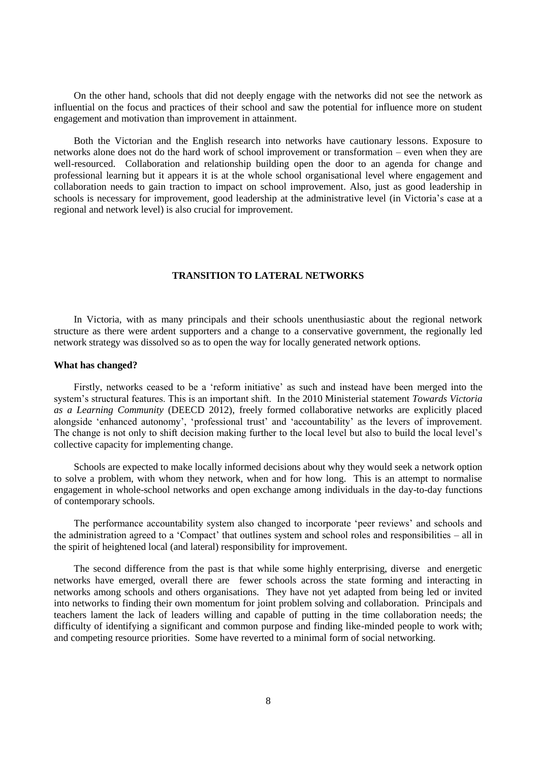On the other hand, schools that did not deeply engage with the networks did not see the network as influential on the focus and practices of their school and saw the potential for influence more on student engagement and motivation than improvement in attainment.

Both the Victorian and the English research into networks have cautionary lessons. Exposure to networks alone does not do the hard work of school improvement or transformation – even when they are well-resourced. Collaboration and relationship building open the door to an agenda for change and professional learning but it appears it is at the whole school organisational level where engagement and collaboration needs to gain traction to impact on school improvement. Also, just as good leadership in schools is necessary for improvement, good leadership at the administrative level (in Victoria's case at a regional and network level) is also crucial for improvement.

## TRANSITION TO LATERAL NETWORKS

In Victoria, with as many principals and their schools unenthusiastic about the regional network structure as there were ardent supporters and a change to a conservative government, the regionally led network strategy was dissolved so as to open the way for locally generated network options.

### What has changed?

Firstly, networks ceased to be a 'reform initiative' as such and instead have been merged into the system's structural features. This is an important shift. In the 2010 Ministerial statement *Towards Victoria as a Learning Community* (DEECD 2012), freely formed collaborative networks are explicitly placed alongside 'enhanced autonomy', 'professional trust' and 'accountability' as the levers of improvement. The change is not only to shift decision making further to the local level but also to build the local level's collective capacity for implementing change.

Schools are expected to make locally informed decisions about why they would seek a network option to solve a problem, with whom they network, when and for how long. This is an attempt to normalise engagement in whole-school networks and open exchange among individuals in the day-to-day functions of contemporary schools.

The performance accountability system also changed to incorporate 'peer reviews' and schools and the administration agreed to a 'Compact' that outlines system and school roles and responsibilities – all in the spirit of heightened local (and lateral) responsibility for improvement.

The second difference from the past is that while some highly enterprising, diverse and energetic networks have emerged, overall there are fewer schools across the state forming and interacting in networks among schools and others organisations. They have not yet adapted from being led or invited into networks to finding their own momentum for joint problem solving and collaboration. Principals and teachers lament the lack of leaders willing and capable of putting in the time collaboration needs; the difficulty of identifying a significant and common purpose and finding like-minded people to work with; and competing resource priorities. Some have reverted to a minimal form of social networking.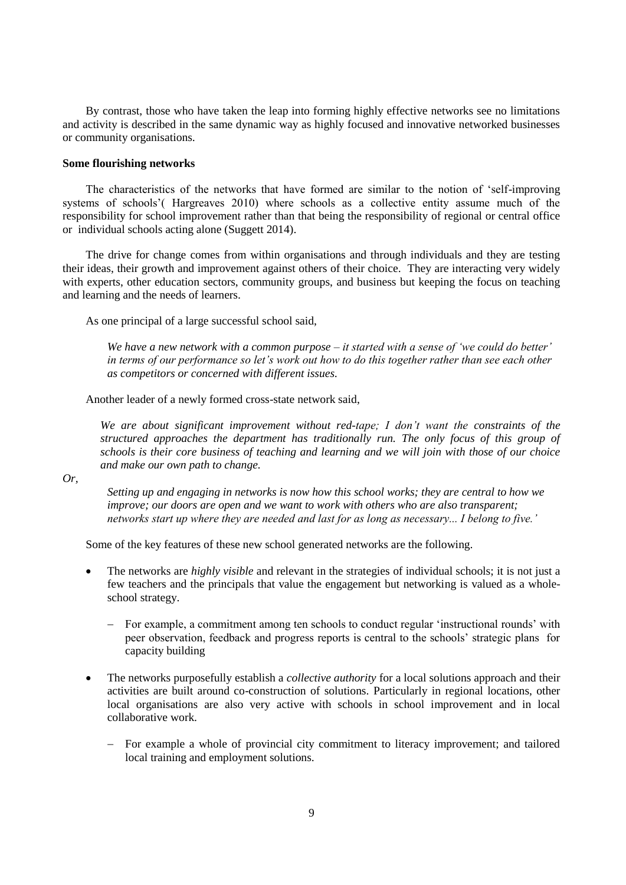By contrast, those who have taken the leap into forming highly effective networks see no limitations and activity is described in the same dynamic way as highly focused and innovative networked businesses or community organisations.

**Some flourishing networks**

The characteristics of the networks that have formed are similar to the notion of 'self-improving systems of schools'( Hargreaves 2010) where schools as a collective entity assume much of the responsibility for school improvement rather than that being the responsibility of regional or central office or individual schools acting alone (Suggett 2014).

The drive for change comes from within organisations and through individuals and they are testing their ideas, their growth and improvement against others of their choice. They are interacting very widely with experts, other education sectors, community groups, and business but keeping the focus on teaching and learning and the needs of learners.

As one principal of a large successful school said,

> *We have a new network with a common purpose – it started with a sense of 'we could do better' in terms of our performance so let's work out how to do this together rather than see each other as competitors or concerned with different issues.*

Another leader of a newly formed cross-state network said,

> *We are about significant improvement without red-tape; I don't want the constraints of the structured approaches the department has traditionally run. The only focus of this group of schools is their core business of teaching and learning and we will join with those of our choice and make our own path to change.*

*Or,*

> *Setting up and engaging in networks is now how this school works; they are central to how we improve; our doors are open and we want to work with others who are also transparent; networks start up where they are needed and last for as long as necessary... I belong to five.'*

Some of the key features of these new school generated networks are the following.

- The networks are *highly visible* and relevant in the strategies of individual schools; it is not just a few teachers and the principals that value the engagement but networking is valued as a whole-school strategy.
  - For example, a commitment among ten schools to conduct regular 'instructional rounds' with peer observation, feedback and progress reports is central to the schools' strategic plans for capacity building
- The networks purposefully establish a *collective authority* for a local solutions approach and their activities are built around co-construction of solutions. Particularly in regional locations, other local organisations are also very active with schools in school improvement and in local collaborative work.
  - For example a whole of provincial city commitment to literacy improvement; and tailored local training and employment solutions.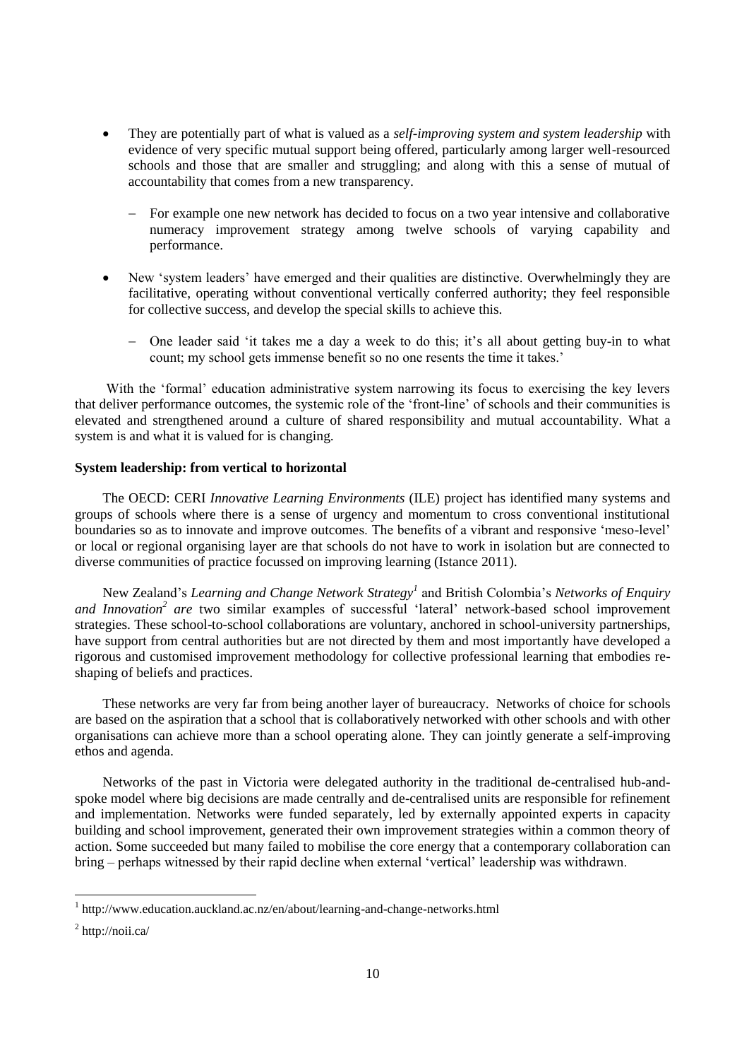- They are potentially part of what is valued as a *self-improving system and system leadership* with evidence of very specific mutual support being offered, particularly among larger well-resourced schools and those that are smaller and struggling; and along with this a sense of mutual of accountability that comes from a new transparency.
  - For example one new network has decided to focus on a two year intensive and collaborative numeracy improvement strategy among twelve schools of varying capability and performance.
- New 'system leaders' have emerged and their qualities are distinctive. Overwhelmingly they are facilitative, operating without conventional vertically conferred authority; they feel responsible for collective success, and develop the special skills to achieve this.
  - One leader said 'it takes me a day a week to do this; it's all about getting buy-in to what count; my school gets immense benefit so no one resents the time it takes.'

With the 'formal' education administrative system narrowing its focus to exercising the key levers that deliver performance outcomes, the systemic role of the 'front-line' of schools and their communities is elevated and strengthened around a culture of shared responsibility and mutual accountability. What a system is and what it is valued for is changing.

**System leadership: from vertical to horizontal**

The OECD: CERI *Innovative Learning Environments* (ILE) project has identified many systems and groups of schools where there is a sense of urgency and momentum to cross conventional institutional boundaries so as to innovate and improve outcomes. The benefits of a vibrant and responsive 'meso-level' or local or regional organising layer are that schools do not have to work in isolation but are connected to diverse communities of practice focussed on improving learning (Istance 2011).

New Zealand's *Learning and Change Network Strategy*[1] and British Colombia's *Networks of Enquiry and Innovation*[2] *are* two similar examples of successful 'lateral' network-based school improvement strategies. These school-to-school collaborations are voluntary, anchored in school-university partnerships, have support from central authorities but are not directed by them and most importantly have developed a rigorous and customised improvement methodology for collective professional learning that embodies re-shaping of beliefs and practices.

These networks are very far from being another layer of bureaucracy. Networks of choice for schools are based on the aspiration that a school that is collaboratively networked with other schools and with other organisations can achieve more than a school operating alone. They can jointly generate a self-improving ethos and agenda.

Networks of the past in Victoria were delegated authority in the traditional de-centralised hub-and-spoke model where big decisions are made centrally and de-centralised units are responsible for refinement and implementation. Networks were funded separately, led by externally appointed experts in capacity building and school improvement, generated their own improvement strategies within a common theory of action. Some succeeded but many failed to mobilise the core energy that a contemporary collaboration can bring – perhaps witnessed by their rapid decline when external 'vertical' leadership was withdrawn.

---

[1] http://www.education.auckland.ac.nz/en/about/learning-and-change-networks.html

[2] http://noii.ca/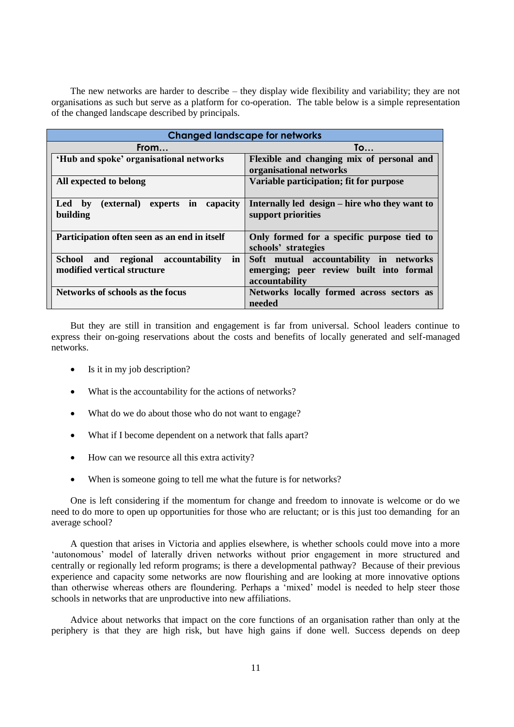The new networks are harder to describe – they display wide flexibility and variability; they are not organisations as such but serve as a platform for co-operation. The table below is a simple representation of the changed landscape described by principals.

| Changed landscape for networks | |
|---|---|
| **From…** | **To…** |
| **'Hub and spoke' organisational networks** | **Flexible and changing mix of personal and organisational networks** |
| **All expected to belong** | **Variable participation; fit for purpose** |
| **Led by (external) experts in capacity building** | **Internally led design – hire who they want to support priorities** |
| **Participation often seen as an end in itself** | **Only formed for a specific purpose tied to schools' strategies** |
| **School and regional accountability in modified vertical structure** | **Soft mutual accountability in networks emerging; peer review built into formal accountability** |
| **Networks of schools as the focus** | **Networks locally formed across sectors as needed** |

But they are still in transition and engagement is far from universal. School leaders continue to express their on-going reservations about the costs and benefits of locally generated and self-managed networks.

- Is it in my job description?
- What is the accountability for the actions of networks?
- What do we do about those who do not want to engage?
- What if I become dependent on a network that falls apart?
- How can we resource all this extra activity?
- When is someone going to tell me what the future is for networks?

One is left considering if the momentum for change and freedom to innovate is welcome or do we need to do more to open up opportunities for those who are reluctant; or is this just too demanding for an average school?

A question that arises in Victoria and applies elsewhere, is whether schools could move into a more 'autonomous' model of laterally driven networks without prior engagement in more structured and centrally or regionally led reform programs; is there a developmental pathway? Because of their previous experience and capacity some networks are now flourishing and are looking at more innovative options than otherwise whereas others are floundering. Perhaps a 'mixed' model is needed to help steer those schools in networks that are unproductive into new affiliations.

Advice about networks that impact on the core functions of an organisation rather than only at the periphery is that they are high risk, but have high gains if done well. Success depends on deep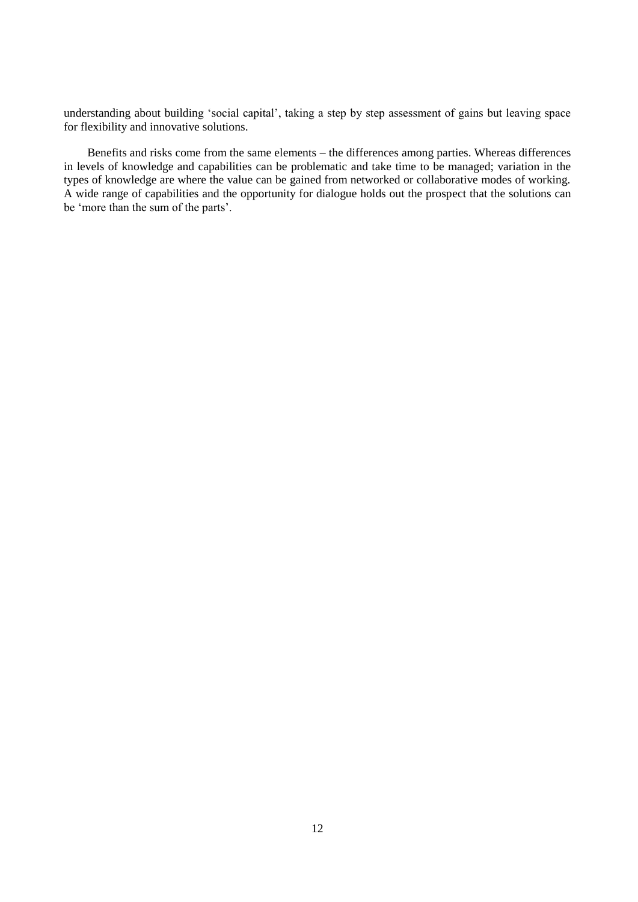understanding about building 'social capital', taking a step by step assessment of gains but leaving space for flexibility and innovative solutions.

Benefits and risks come from the same elements – the differences among parties. Whereas differences in levels of knowledge and capabilities can be problematic and take time to be managed; variation in the types of knowledge are where the value can be gained from networked or collaborative modes of working. A wide range of capabilities and the opportunity for dialogue holds out the prospect that the solutions can be 'more than the sum of the parts'.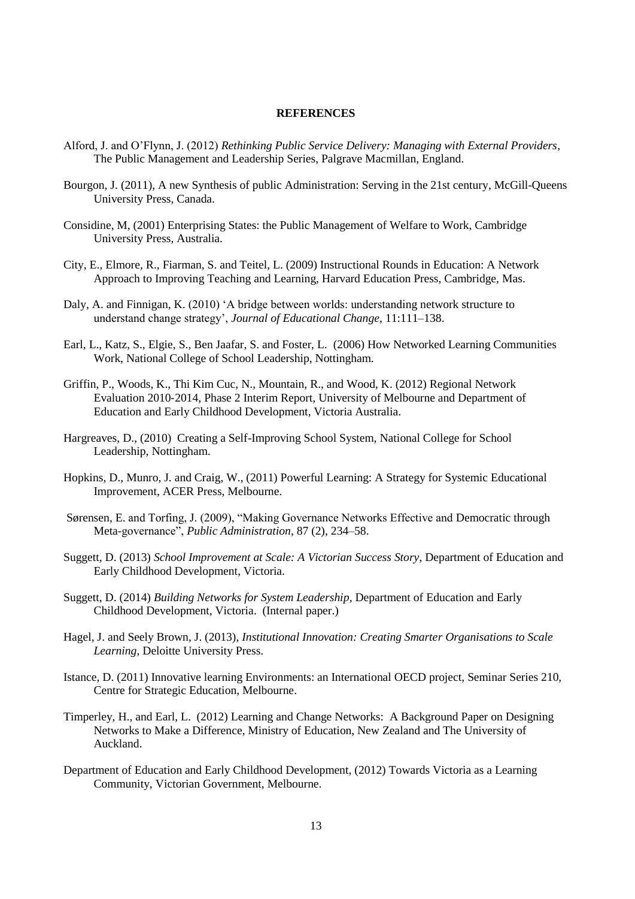## REFERENCES

Alford, J. and O'Flynn, J. (2012) *Rethinking Public Service Delivery: Managing with External Providers*, The Public Management and Leadership Series, Palgrave Macmillan, England.

Bourgon, J. (2011), A new Synthesis of public Administration: Serving in the 21st century, McGill-Queens University Press, Canada.

Considine, M, (2001) Enterprising States: the Public Management of Welfare to Work, Cambridge University Press, Australia.

City, E., Elmore, R., Fiarman, S. and Teitel, L. (2009) Instructional Rounds in Education: A Network Approach to Improving Teaching and Learning, Harvard Education Press, Cambridge, Mas.

Daly, A. and Finnigan, K. (2010) 'A bridge between worlds: understanding network structure to understand change strategy', *Journal of Educational Change*, 11:111–138.

Earl, L., Katz, S., Elgie, S., Ben Jaafar, S. and Foster, L. (2006) How Networked Learning Communities Work, National College of School Leadership, Nottingham.

Griffin, P., Woods, K., Thi Kim Cuc, N., Mountain, R., and Wood, K. (2012) Regional Network Evaluation 2010-2014, Phase 2 Interim Report, University of Melbourne and Department of Education and Early Childhood Development, Victoria Australia.

Hargreaves, D., (2010) Creating a Self-Improving School System, National College for School Leadership, Nottingham.

Hopkins, D., Munro, J. and Craig, W., (2011) Powerful Learning: A Strategy for Systemic Educational Improvement, ACER Press, Melbourne.

Sørensen, E. and Torfing, J. (2009), "Making Governance Networks Effective and Democratic through Meta-governance", *Public Administration*, 87 (2), 234–58.

Suggett, D. (2013) *School Improvement at Scale: A Victorian Success Story*, Department of Education and Early Childhood Development, Victoria.

Suggett, D. (2014) *Building Networks for System Leadership*, Department of Education and Early Childhood Development, Victoria. (Internal paper.)

Hagel, J. and Seely Brown, J. (2013), *Institutional Innovation: Creating Smarter Organisations to Scale Learning*, Deloitte University Press.

Istance, D. (2011) Innovative learning Environments: an International OECD project, Seminar Series 210, Centre for Strategic Education, Melbourne.

Timperley, H., and Earl, L. (2012) Learning and Change Networks: A Background Paper on Designing Networks to Make a Difference, Ministry of Education, New Zealand and The University of Auckland.

Department of Education and Early Childhood Development, (2012) Towards Victoria as a Learning Community, Victorian Government, Melbourne.